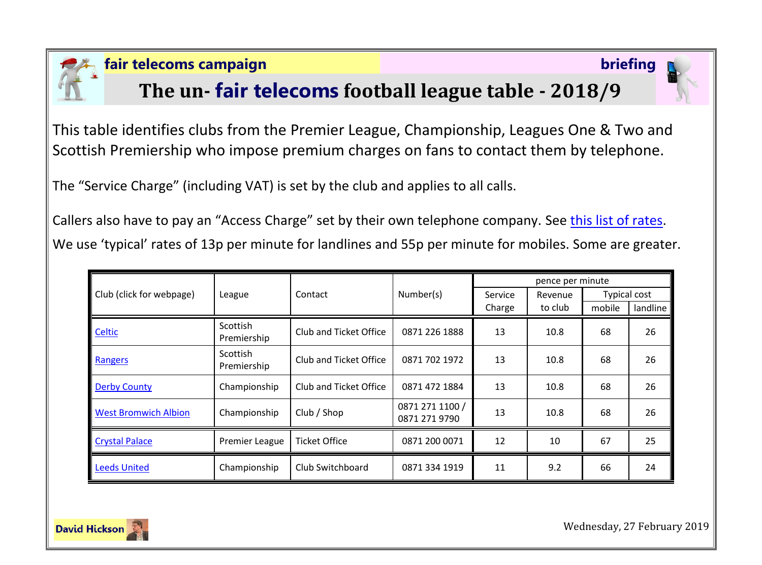**fair telecoms campaign** **briefing**

# The un- fair telecoms football league table - 2018/9

This table identifies clubs from the Premier League, Championship, Leagues One & Two and Scottish Premiership who impose premium charges on fans to contact them by telephone.

The "Service Charge" (including VAT) is set by the club and applies to all calls.

Callers also have to pay an "Access Charge" set by their own telephone company. See this list of rates.

We use 'typical' rates of 13p per minute for landlines and 55p per minute for mobiles. Some are greater.

| Club (click for webpage) | League | Contact | Number(s) | pence per minute | | | |
|---|---|---|---|---|---|---|---|
| | | | | Service Charge | Revenue to club | Typical cost | |
| | | | | | | mobile | landline |
| Celtic | Scottish Premiership | Club and Ticket Office | 0871 226 1888 | 13 | 10.8 | 68 | 26 |
| Rangers | Scottish Premiership | Club and Ticket Office | 0871 702 1972 | 13 | 10.8 | 68 | 26 |
| Derby County | Championship | Club and Ticket Office | 0871 472 1884 | 13 | 10.8 | 68 | 26 |
| West Bromwich Albion | Championship | Club / Shop | 0871 271 1100 / 0871 271 9790 | 13 | 10.8 | 68 | 26 |
| Crystal Palace | Premier League | Ticket Office | 0871 200 0071 | 12 | 10 | 67 | 25 |
| Leeds United | Championship | Club Switchboard | 0871 334 1919 | 11 | 9.2 | 66 | 24 |

David Hickson

Wednesday, 27 February 2019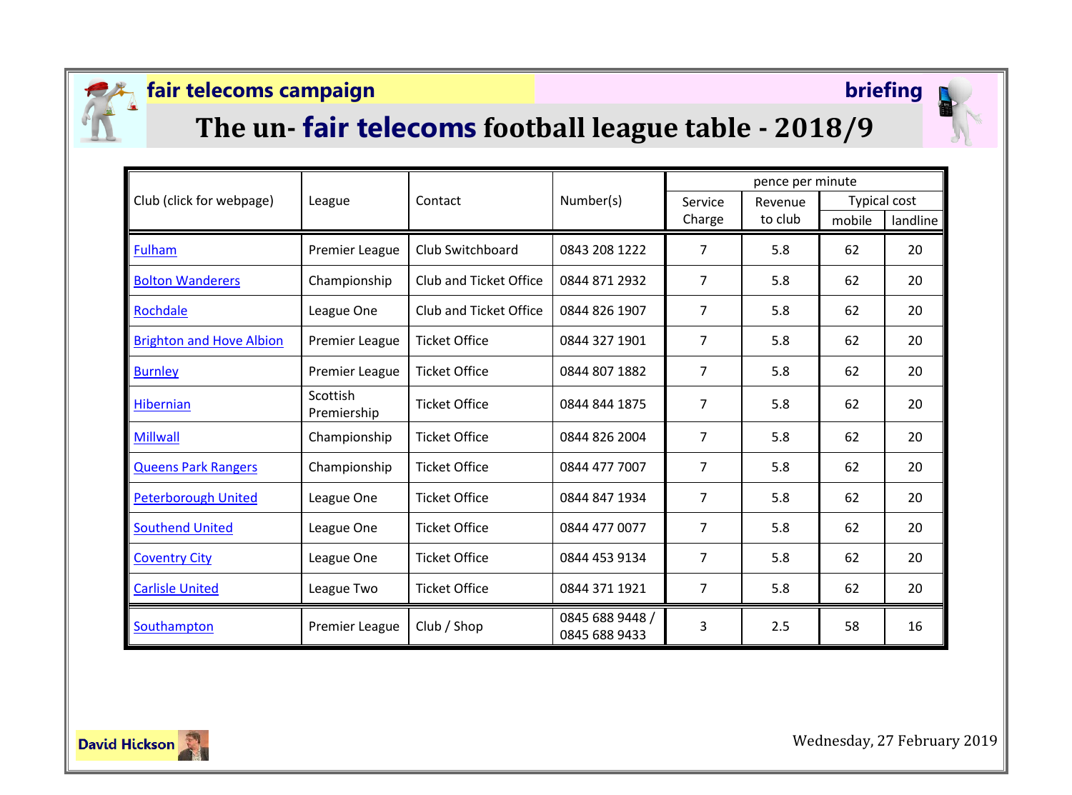**fair telecoms campaign** **briefing**

# The un- fair telecoms football league table - 2018/9

| Club (click for webpage) | League | Contact | Number(s) | pence per minute | | | |
|---|---|---|---|---|---|---|---|
| | | | | Service Charge | Revenue to club | Typical cost | |
| | | | | | | mobile | landline |
| Fulham | Premier League | Club Switchboard | 0843 208 1222 | 7 | 5.8 | 62 | 20 |
| Bolton Wanderers | Championship | Club and Ticket Office | 0844 871 2932 | 7 | 5.8 | 62 | 20 |
| Rochdale | League One | Club and Ticket Office | 0844 826 1907 | 7 | 5.8 | 62 | 20 |
| Brighton and Hove Albion | Premier League | Ticket Office | 0844 327 1901 | 7 | 5.8 | 62 | 20 |
| Burnley | Premier League | Ticket Office | 0844 807 1882 | 7 | 5.8 | 62 | 20 |
| Hibernian | Scottish Premiership | Ticket Office | 0844 844 1875 | 7 | 5.8 | 62 | 20 |
| Millwall | Championship | Ticket Office | 0844 826 2004 | 7 | 5.8 | 62 | 20 |
| Queens Park Rangers | Championship | Ticket Office | 0844 477 7007 | 7 | 5.8 | 62 | 20 |
| Peterborough United | League One | Ticket Office | 0844 847 1934 | 7 | 5.8 | 62 | 20 |
| Southend United | League One | Ticket Office | 0844 477 0077 | 7 | 5.8 | 62 | 20 |
| Coventry City | League One | Ticket Office | 0844 453 9134 | 7 | 5.8 | 62 | 20 |
| Carlisle United | League Two | Ticket Office | 0844 371 1921 | 7 | 5.8 | 62 | 20 |
| Southampton | Premier League | Club / Shop | 0845 688 9448 / 0845 688 9433 | 3 | 2.5 | 58 | 16 |

David Hickson

Wednesday, 27 February 2019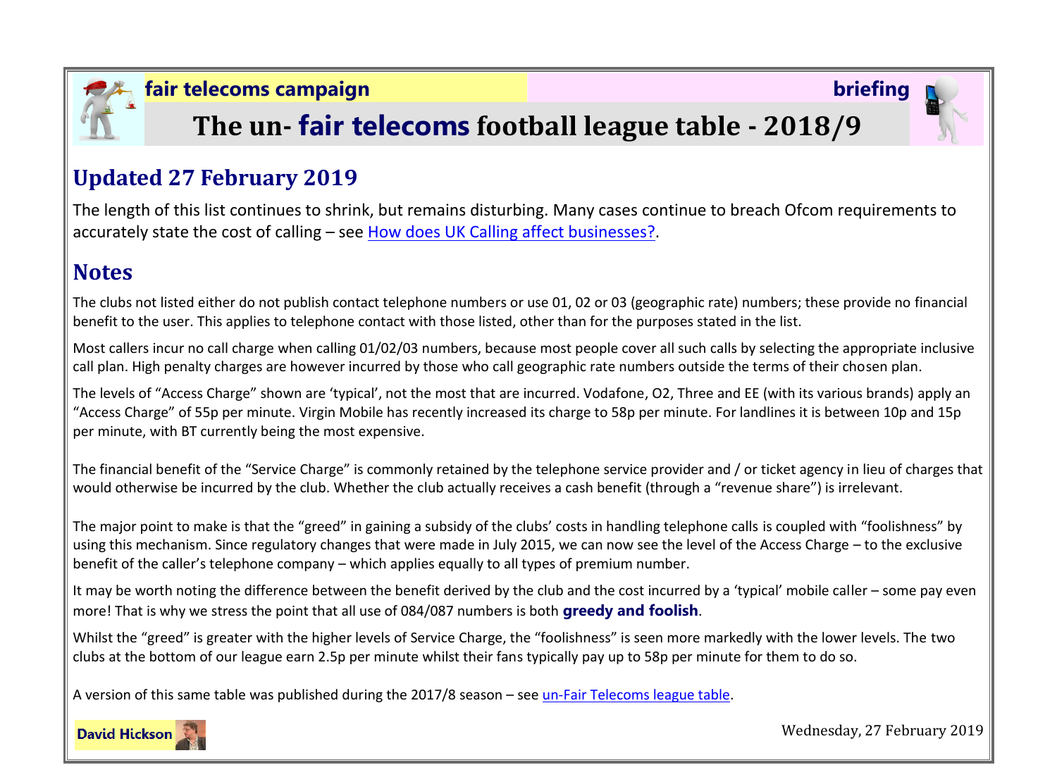**fair telecoms campaign** **briefing**

# The un- fair telecoms football league table - 2018/9

## Updated 27 February 2019

The length of this list continues to shrink, but remains disturbing. Many cases continue to breach Ofcom requirements to accurately state the cost of calling – see [How does UK Calling affect businesses?](#).

## Notes

The clubs not listed either do not publish contact telephone numbers or use 01, 02 or 03 (geographic rate) numbers; these provide no financial benefit to the user. This applies to telephone contact with those listed, other than for the purposes stated in the list.

Most callers incur no call charge when calling 01/02/03 numbers, because most people cover all such calls by selecting the appropriate inclusive call plan. High penalty charges are however incurred by those who call geographic rate numbers outside the terms of their chosen plan.

The levels of "Access Charge" shown are 'typical', not the most that are incurred. Vodafone, O2, Three and EE (with its various brands) apply an "Access Charge" of 55p per minute. Virgin Mobile has recently increased its charge to 58p per minute. For landlines it is between 10p and 15p per minute, with BT currently being the most expensive.

The financial benefit of the "Service Charge" is commonly retained by the telephone service provider and / or ticket agency in lieu of charges that would otherwise be incurred by the club. Whether the club actually receives a cash benefit (through a "revenue share") is irrelevant.

The major point to make is that the "greed" in gaining a subsidy of the clubs' costs in handling telephone calls is coupled with "foolishness" by using this mechanism. Since regulatory changes that were made in July 2015, we can now see the level of the Access Charge – to the exclusive benefit of the caller's telephone company – which applies equally to all types of premium number.

It may be worth noting the difference between the benefit derived by the club and the cost incurred by a 'typical' mobile caller – some pay even more! That is why we stress the point that all use of 084/087 numbers is both **greedy and foolish**.

Whilst the "greed" is greater with the higher levels of Service Charge, the "foolishness" is seen more markedly with the lower levels. The two clubs at the bottom of our league earn 2.5p per minute whilst their fans typically pay up to 58p per minute for them to do so.

A version of this same table was published during the 2017/8 season – see [un-Fair Telecoms league table](#).

**David Hickson**

Wednesday, 27 February 2019